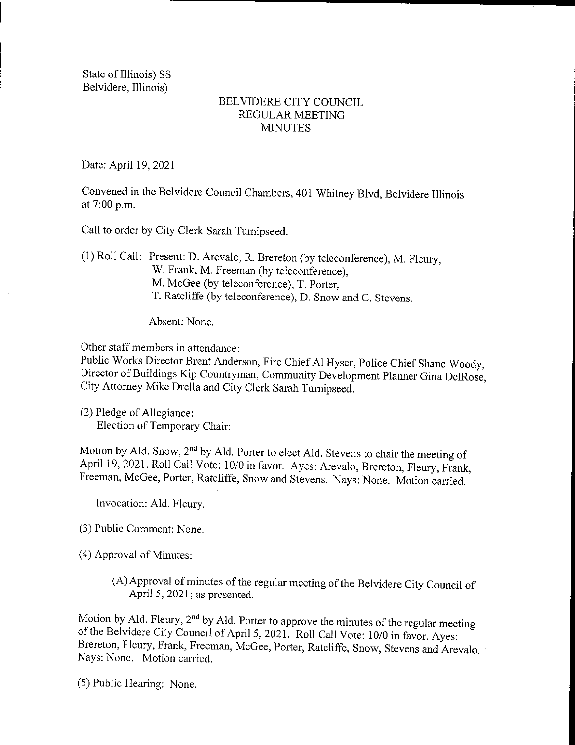State of Illinois) SS
Belvidere, Illinois)

# BELVIDERE CITY COUNCIL
## REGULAR MEETING
## MINUTES

Date: April 19, 2021

Convened in the Belvidere Council Chambers, 401 Whitney Blvd, Belvidere Illinois at 7:00 p.m.

Call to order by City Clerk Sarah Turnipseed.

(1) Roll Call: Present: D. Arevalo, R. Brereton (by teleconference), M. Fleury, W. Frank, M. Freeman (by teleconference), M. McGee (by teleconference), T. Porter, T. Ratcliffe (by teleconference), D. Snow and C. Stevens.

Absent: None.

Other staff members in attendance:
Public Works Director Brent Anderson, Fire Chief Al Hyser, Police Chief Shane Woody, Director of Buildings Kip Countryman, Community Development Planner Gina DelRose, City Attorney Mike Drella and City Clerk Sarah Turnipseed.

(2) Pledge of Allegiance:
Election of Temporary Chair:

Motion by Ald. Snow, 2nd by Ald. Porter to elect Ald. Stevens to chair the meeting of April 19, 2021. Roll Call Vote: 10/0 in favor. Ayes: Arevalo, Brereton, Fleury, Frank, Freeman, McGee, Porter, Ratcliffe, Snow and Stevens. Nays: None. Motion carried.

Invocation: Ald. Fleury.

(3) Public Comment: None.

(4) Approval of Minutes:

(A) Approval of minutes of the regular meeting of the Belvidere City Council of April 5, 2021; as presented.

Motion by Ald. Fleury, 2nd by Ald. Porter to approve the minutes of the regular meeting of the Belvidere City Council of April 5, 2021. Roll Call Vote: 10/0 in favor. Ayes: Brereton, Fleury, Frank, Freeman, McGee, Porter, Ratcliffe, Snow, Stevens and Arevalo. Nays: None. Motion carried.

(5) Public Hearing: None.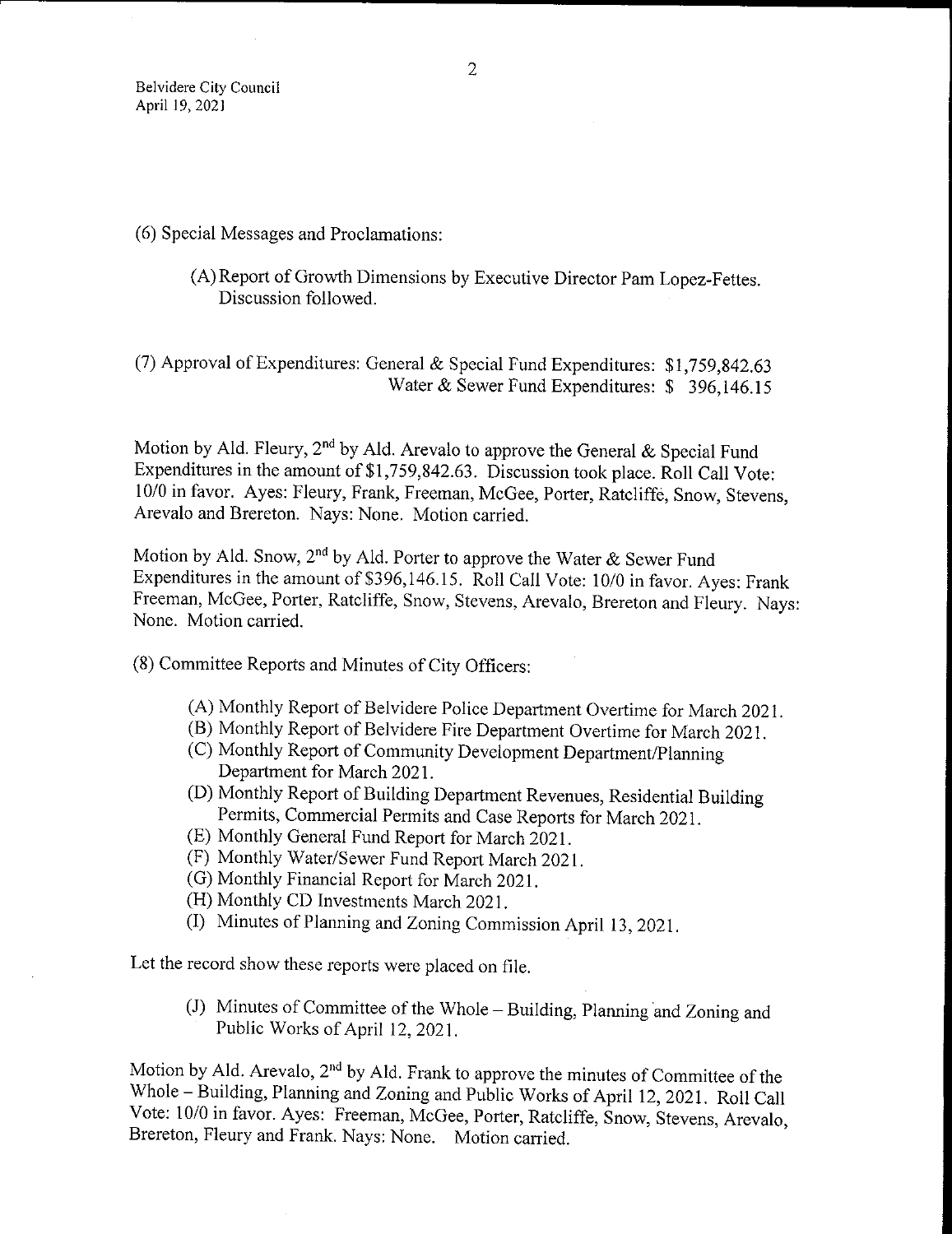(6) Special Messages and Proclamations:

(A) Report of Growth Dimensions by Executive Director Pam Lopez-Fettes. Discussion followed.

(7) Approval of Expenditures: General & Special Fund Expenditures: $1,759,842.63
Water & Sewer Fund Expenditures: $ 396,146.15

Motion by Ald. Fleury, 2nd by Ald. Arevalo to approve the General & Special Fund Expenditures in the amount of $1,759,842.63. Discussion took place. Roll Call Vote: 10/0 in favor. Ayes: Fleury, Frank, Freeman, McGee, Porter, Ratcliffe, Snow, Stevens, Arevalo and Brereton. Nays: None. Motion carried.

Motion by Ald. Snow, 2nd by Ald. Porter to approve the Water & Sewer Fund Expenditures in the amount of $396,146.15. Roll Call Vote: 10/0 in favor. Ayes: Frank Freeman, McGee, Porter, Ratcliffe, Snow, Stevens, Arevalo, Brereton and Fleury. Nays: None. Motion carried.

(8) Committee Reports and Minutes of City Officers:

(A) Monthly Report of Belvidere Police Department Overtime for March 2021.
(B) Monthly Report of Belvidere Fire Department Overtime for March 2021.
(C) Monthly Report of Community Development Department/Planning Department for March 2021.
(D) Monthly Report of Building Department Revenues, Residential Building Permits, Commercial Permits and Case Reports for March 2021.
(E) Monthly General Fund Report for March 2021.
(F) Monthly Water/Sewer Fund Report March 2021.
(G) Monthly Financial Report for March 2021.
(H) Monthly CD Investments March 2021.
(I) Minutes of Planning and Zoning Commission April 13, 2021.

Let the record show these reports were placed on file.

(J) Minutes of Committee of the Whole – Building, Planning and Zoning and Public Works of April 12, 2021.

Motion by Ald. Arevalo, 2nd by Ald. Frank to approve the minutes of Committee of the Whole – Building, Planning and Zoning and Public Works of April 12, 2021. Roll Call Vote: 10/0 in favor. Ayes: Freeman, McGee, Porter, Ratcliffe, Snow, Stevens, Arevalo, Brereton, Fleury and Frank. Nays: None. Motion carried.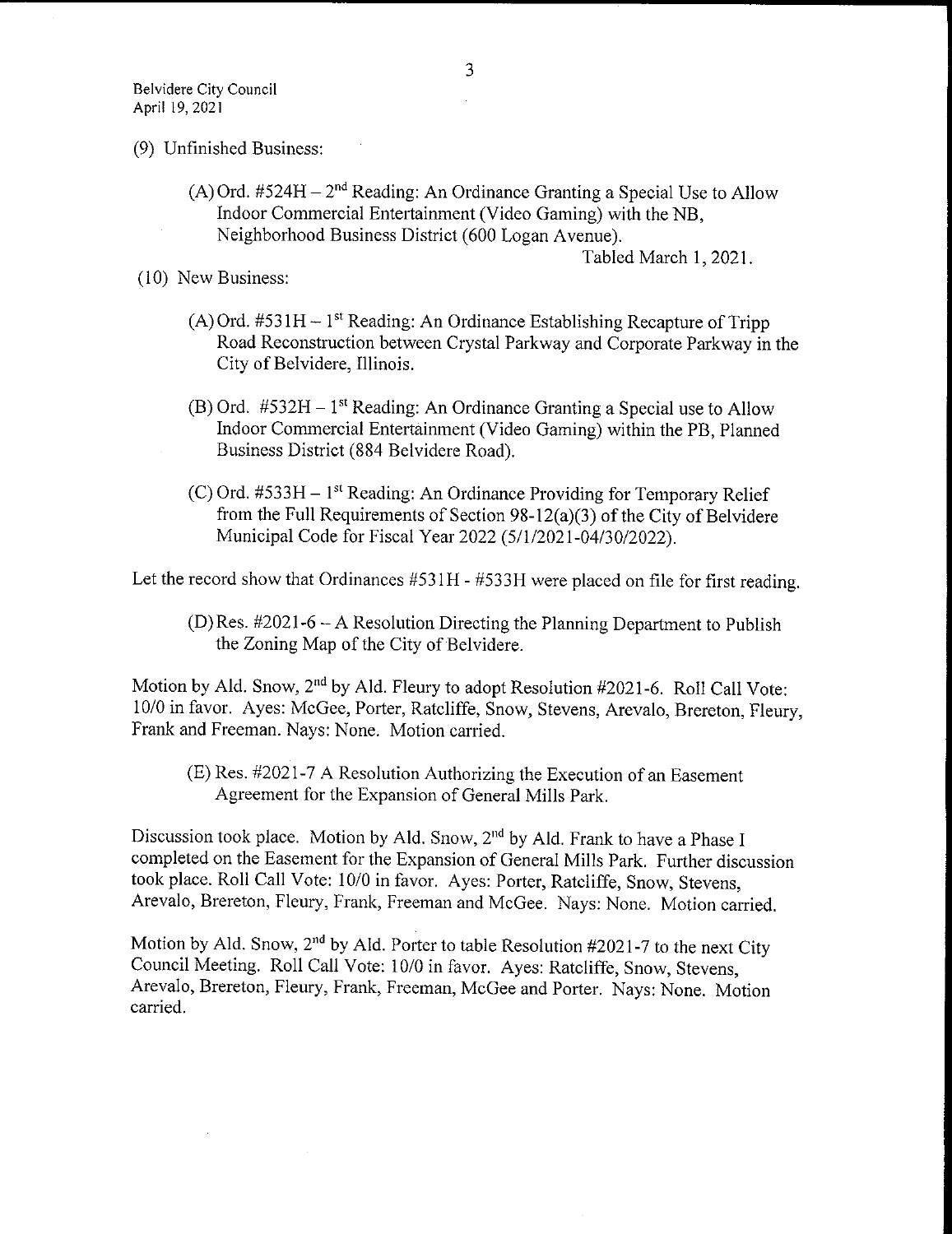(9) Unfinished Business:

(A) Ord. #524H – 2nd Reading: An Ordinance Granting a Special Use to Allow Indoor Commercial Entertainment (Video Gaming) with the NB, Neighborhood Business District (600 Logan Avenue).

Tabled March 1, 2021.

(10) New Business:

(A) Ord. #531H – 1st Reading: An Ordinance Establishing Recapture of Tripp Road Reconstruction between Crystal Parkway and Corporate Parkway in the City of Belvidere, Illinois.

(B) Ord. #532H – 1st Reading: An Ordinance Granting a Special use to Allow Indoor Commercial Entertainment (Video Gaming) within the PB, Planned Business District (884 Belvidere Road).

(C) Ord. #533H – 1st Reading: An Ordinance Providing for Temporary Relief from the Full Requirements of Section 98-12(a)(3) of the City of Belvidere Municipal Code for Fiscal Year 2022 (5/1/2021-04/30/2022).

Let the record show that Ordinances #531H - #533H were placed on file for first reading.

(D) Res. #2021-6 – A Resolution Directing the Planning Department to Publish the Zoning Map of the City of Belvidere.

Motion by Ald. Snow, 2nd by Ald. Fleury to adopt Resolution #2021-6. Roll Call Vote: 10/0 in favor. Ayes: McGee, Porter, Ratcliffe, Snow, Stevens, Arevalo, Brereton, Fleury, Frank and Freeman. Nays: None. Motion carried.

(E) Res. #2021-7 A Resolution Authorizing the Execution of an Easement Agreement for the Expansion of General Mills Park.

Discussion took place. Motion by Ald. Snow, 2nd by Ald. Frank to have a Phase I completed on the Easement for the Expansion of General Mills Park. Further discussion took place. Roll Call Vote: 10/0 in favor. Ayes: Porter, Ratcliffe, Snow, Stevens, Arevalo, Brereton, Fleury, Frank, Freeman and McGee. Nays: None. Motion carried.

Motion by Ald. Snow, 2nd by Ald. Porter to table Resolution #2021-7 to the next City Council Meeting. Roll Call Vote: 10/0 in favor. Ayes: Ratcliffe, Snow, Stevens, Arevalo, Brereton, Fleury, Frank, Freeman, McGee and Porter. Nays: None. Motion carried.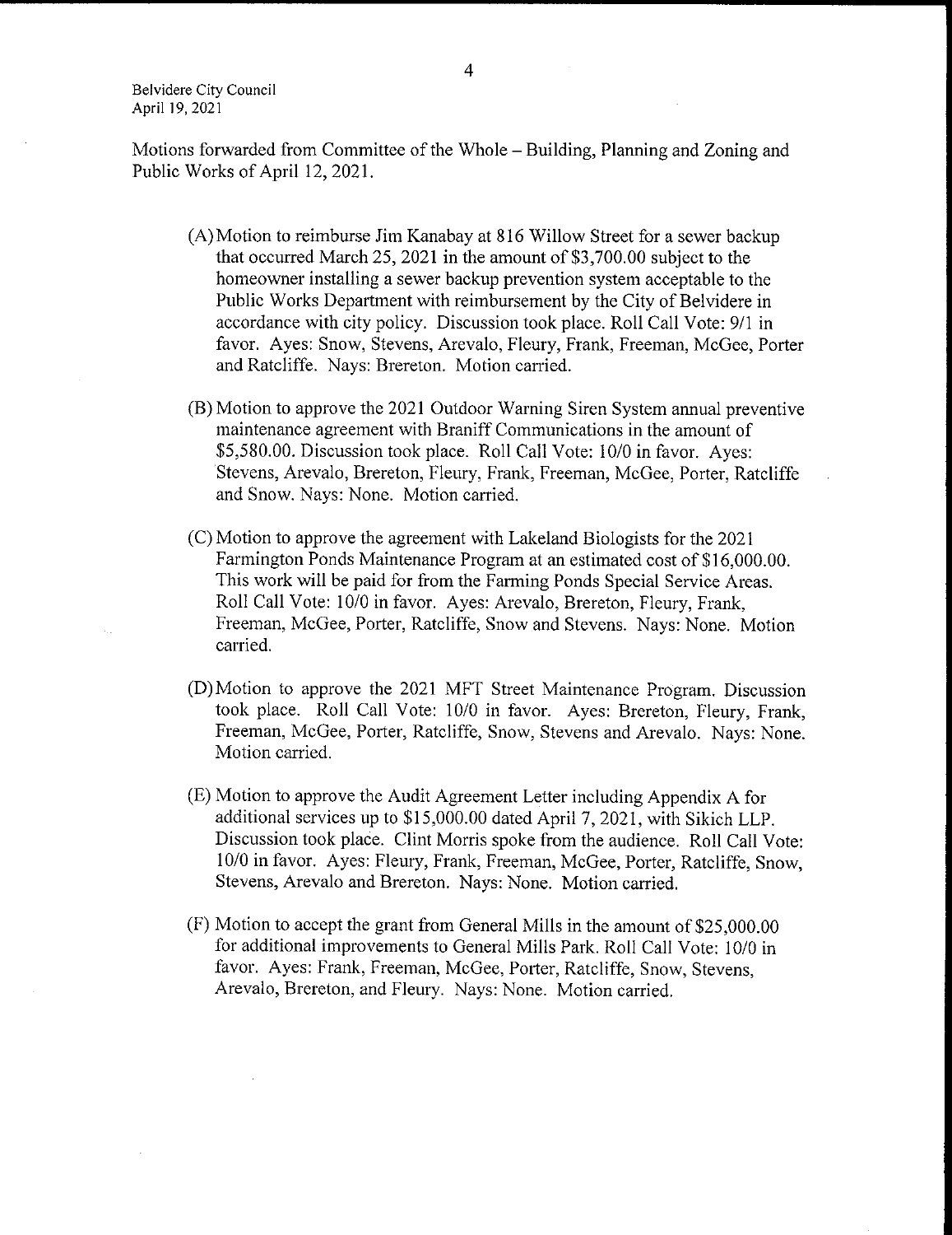Motions forwarded from Committee of the Whole – Building, Planning and Zoning and Public Works of April 12, 2021.

(A) Motion to reimburse Jim Kanabay at 816 Willow Street for a sewer backup that occurred March 25, 2021 in the amount of $3,700.00 subject to the homeowner installing a sewer backup prevention system acceptable to the Public Works Department with reimbursement by the City of Belvidere in accordance with city policy. Discussion took place. Roll Call Vote: 9/1 in favor. Ayes: Snow, Stevens, Arevalo, Fleury, Frank, Freeman, McGee, Porter and Ratcliffe. Nays: Brereton. Motion carried.

(B) Motion to approve the 2021 Outdoor Warning Siren System annual preventive maintenance agreement with Braniff Communications in the amount of $5,580.00. Discussion took place. Roll Call Vote: 10/0 in favor. Ayes: Stevens, Arevalo, Brereton, Fleury, Frank, Freeman, McGee, Porter, Ratcliffe and Snow. Nays: None. Motion carried.

(C) Motion to approve the agreement with Lakeland Biologists for the 2021 Farmington Ponds Maintenance Program at an estimated cost of $16,000.00. This work will be paid for from the Farming Ponds Special Service Areas. Roll Call Vote: 10/0 in favor. Ayes: Arevalo, Brereton, Fleury, Frank, Freeman, McGee, Porter, Ratcliffe, Snow and Stevens. Nays: None. Motion carried.

(D) Motion to approve the 2021 MFT Street Maintenance Program. Discussion took place. Roll Call Vote: 10/0 in favor. Ayes: Brereton, Fleury, Frank, Freeman, McGee, Porter, Ratcliffe, Snow, Stevens and Arevalo. Nays: None. Motion carried.

(E) Motion to approve the Audit Agreement Letter including Appendix A for additional services up to $15,000.00 dated April 7, 2021, with Sikich LLP. Discussion took place. Clint Morris spoke from the audience. Roll Call Vote: 10/0 in favor. Ayes: Fleury, Frank, Freeman, McGee, Porter, Ratcliffe, Snow, Stevens, Arevalo and Brereton. Nays: None. Motion carried.

(F) Motion to accept the grant from General Mills in the amount of $25,000.00 for additional improvements to General Mills Park. Roll Call Vote: 10/0 in favor. Ayes: Frank, Freeman, McGee, Porter, Ratcliffe, Snow, Stevens, Arevalo, Brereton, and Fleury. Nays: None. Motion carried.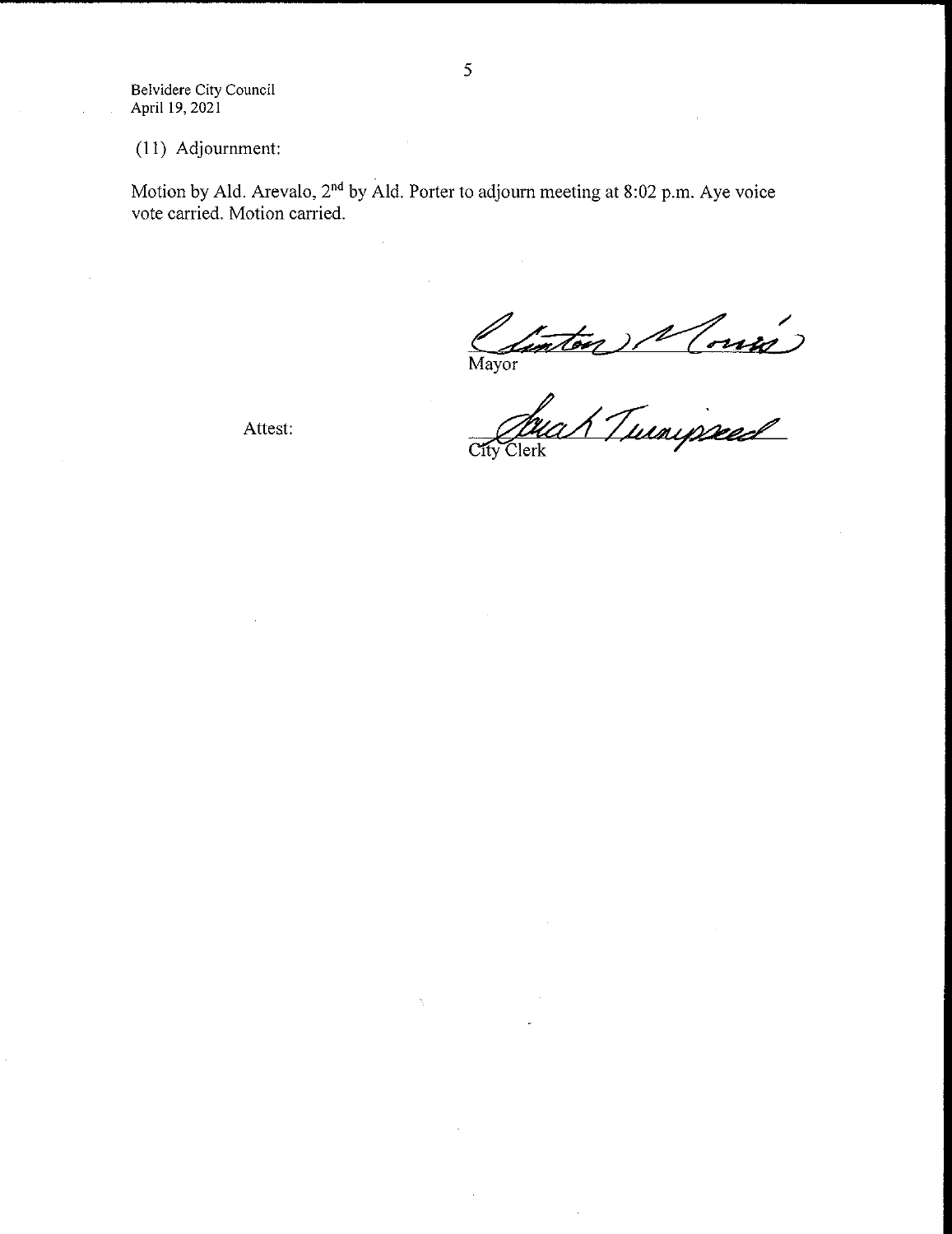(11) Adjournment:

Motion by Ald. Arevalo, 2nd by Ald. Porter to adjourn meeting at 8:02 p.m. Aye voice vote carried. Motion carried.

Mayor

Attest:

City Clerk